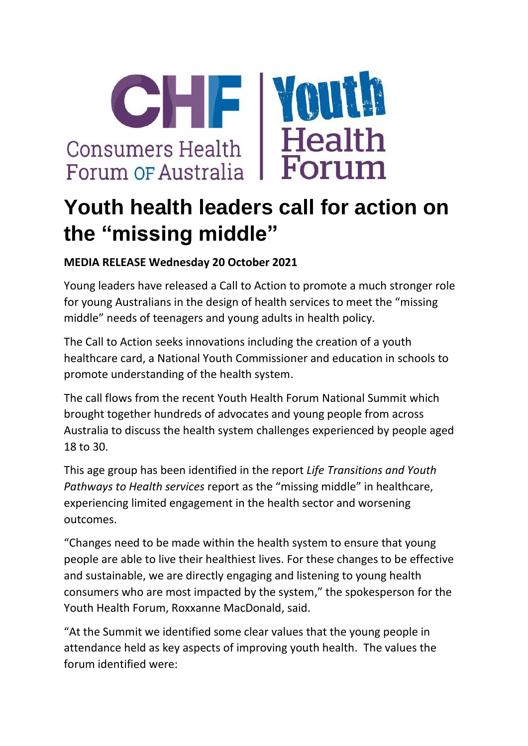CHF Consumers Health Forum OF Australia | Youth Health Forum

# Youth health leaders call for action on the "missing middle"

**MEDIA RELEASE Wednesday 20 October 2021**

Young leaders have released a Call to Action to promote a much stronger role for young Australians in the design of health services to meet the "missing middle" needs of teenagers and young adults in health policy.

The Call to Action seeks innovations including the creation of a youth healthcare card, a National Youth Commissioner and education in schools to promote understanding of the health system.

The call flows from the recent Youth Health Forum National Summit which brought together hundreds of advocates and young people from across Australia to discuss the health system challenges experienced by people aged 18 to 30.

This age group has been identified in the report *Life Transitions and Youth Pathways to Health services* report as the "missing middle" in healthcare, experiencing limited engagement in the health sector and worsening outcomes.

"Changes need to be made within the health system to ensure that young people are able to live their healthiest lives. For these changes to be effective and sustainable, we are directly engaging and listening to young health consumers who are most impacted by the system," the spokesperson for the Youth Health Forum, Roxxanne MacDonald, said.

"At the Summit we identified some clear values that the young people in attendance held as key aspects of improving youth health. The values the forum identified were: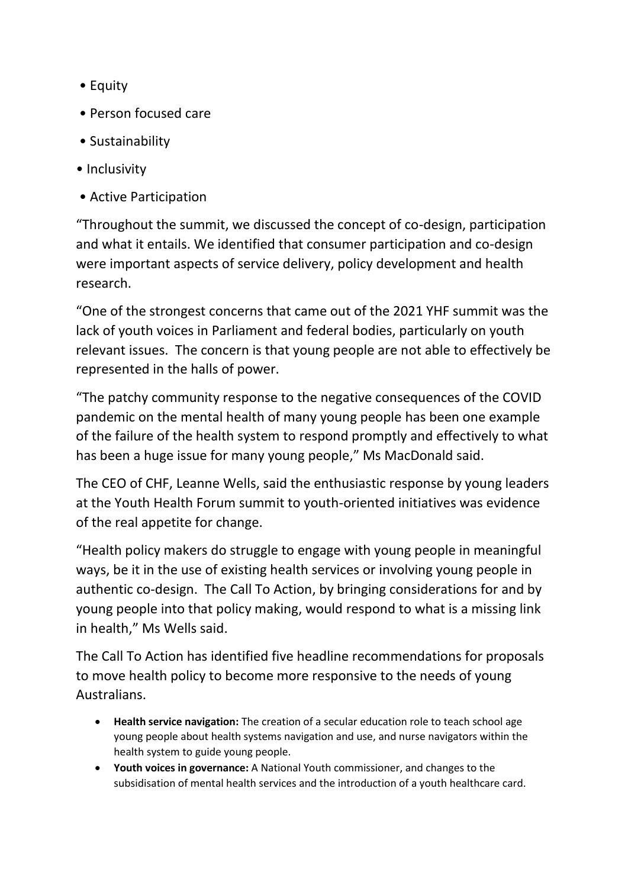- Equity
- Person focused care
- Sustainability
- Inclusivity
- Active Participation

“Throughout the summit, we discussed the concept of co-design, participation and what it entails. We identified that consumer participation and co-design were important aspects of service delivery, policy development and health research.

“One of the strongest concerns that came out of the 2021 YHF summit was the lack of youth voices in Parliament and federal bodies, particularly on youth relevant issues. The concern is that young people are not able to effectively be represented in the halls of power.

“The patchy community response to the negative consequences of the COVID pandemic on the mental health of many young people has been one example of the failure of the health system to respond promptly and effectively to what has been a huge issue for many young people,” Ms MacDonald said.

The CEO of CHF, Leanne Wells, said the enthusiastic response by young leaders at the Youth Health Forum summit to youth-oriented initiatives was evidence of the real appetite for change.

“Health policy makers do struggle to engage with young people in meaningful ways, be it in the use of existing health services or involving young people in authentic co-design. The Call To Action, by bringing considerations for and by young people into that policy making, would respond to what is a missing link in health,” Ms Wells said.

The Call To Action has identified five headline recommendations for proposals to move health policy to become more responsive to the needs of young Australians.

- **Health service navigation:** The creation of a secular education role to teach school age young people about health systems navigation and use, and nurse navigators within the health system to guide young people.
- **Youth voices in governance:** A National Youth commissioner, and changes to the subsidisation of mental health services and the introduction of a youth healthcare card.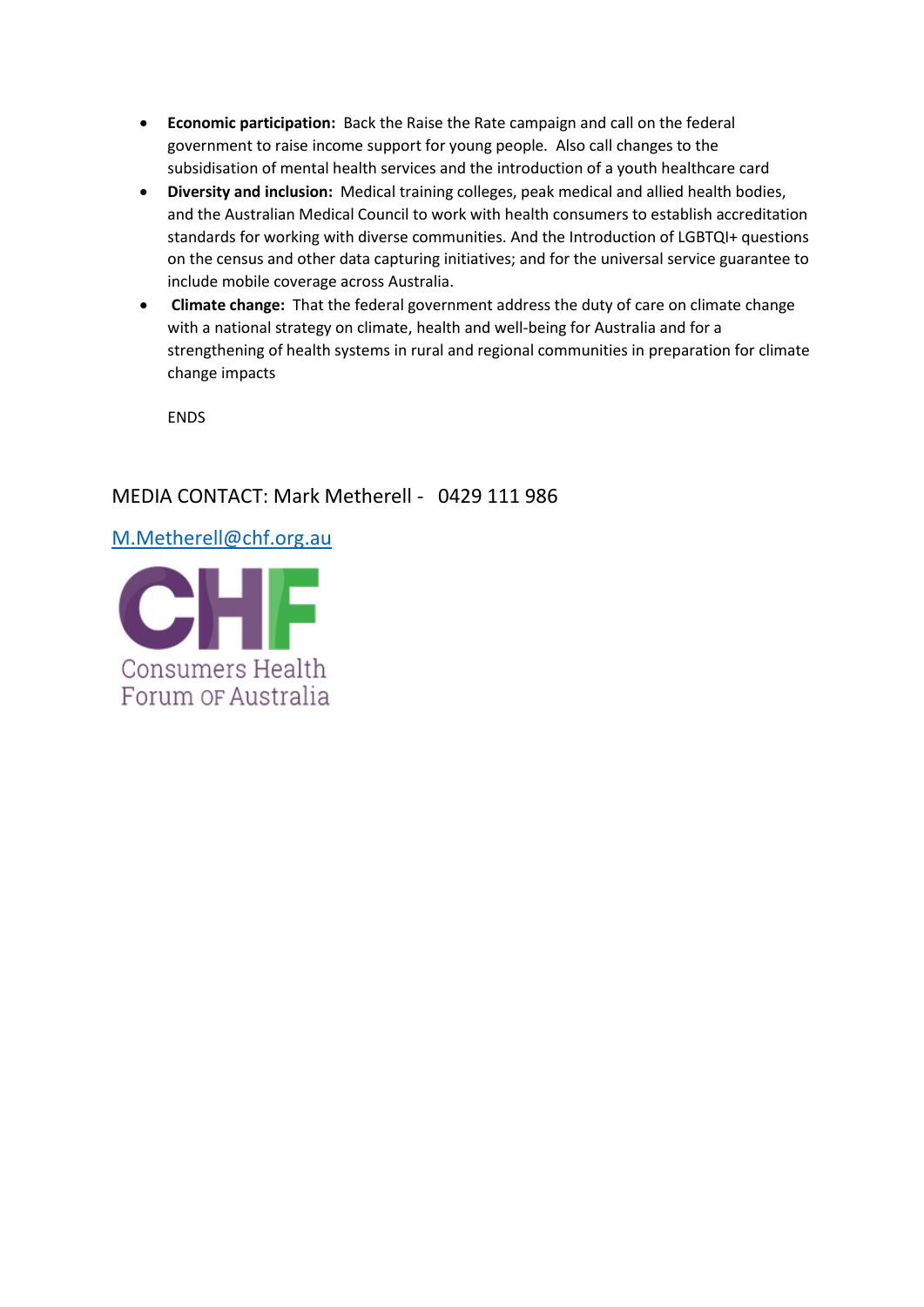- **Economic participation:** Back the Raise the Rate campaign and call on the federal government to raise income support for young people. Also call changes to the subsidisation of mental health services and the introduction of a youth healthcare card
- **Diversity and inclusion:** Medical training colleges, peak medical and allied health bodies, and the Australian Medical Council to work with health consumers to establish accreditation standards for working with diverse communities. And the Introduction of LGBTQI+ questions on the census and other data capturing initiatives; and for the universal service guarantee to include mobile coverage across Australia.
- **Climate change:** That the federal government address the duty of care on climate change with a national strategy on climate, health and well-being for Australia and for a strengthening of health systems in rural and regional communities in preparation for climate change impacts

ENDS

MEDIA CONTACT: Mark Metherell - 0429 111 986

M.Metherell@chf.org.au

CHF
Consumers Health Forum OF Australia